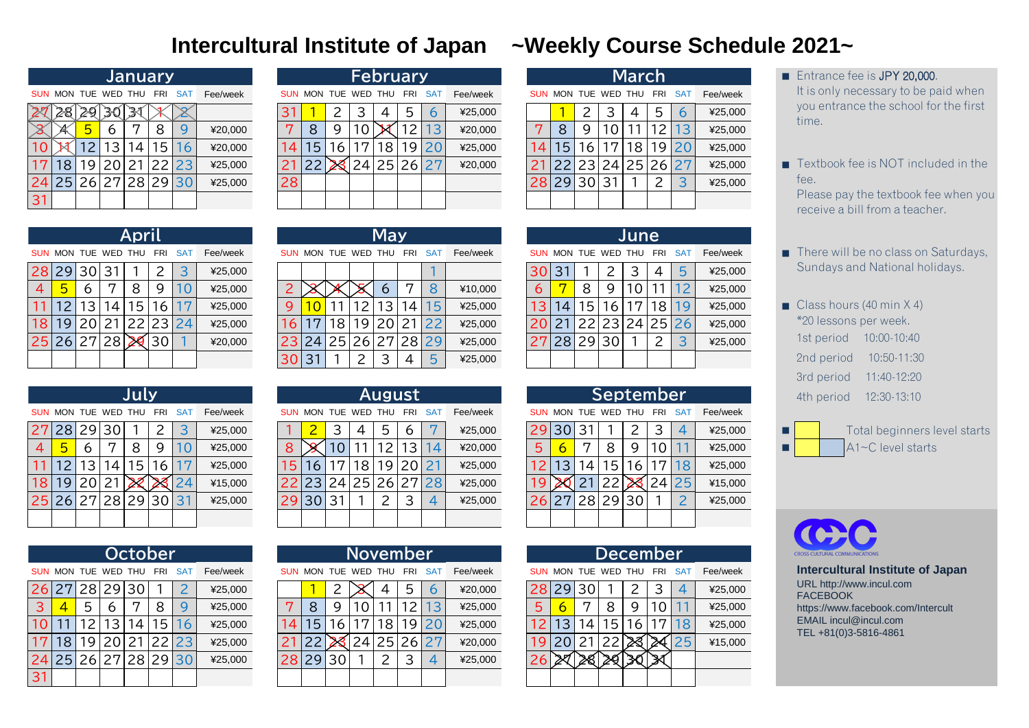# Intercultural Institute of Japan ~Weekly Course Schedule 2021~

## January

| SUN | MON | TUE | WED | THU | FRI | SAT | Fee/week |
|---|---|---|---|---|---|---|---|
| 27 | 28 | 29 | 30 | 31 | 1 | 2 | |
| 3 | 4 | 5 | 6 | 7 | 8 | 9 | ¥20,000 |
| 10 | 11 | 12 | 13 | 14 | 15 | 16 | ¥20,000 |
| 17 | 18 | 19 | 20 | 21 | 22 | 23 | ¥25,000 |
| 24 | 25 | 26 | 27 | 28 | 29 | 30 | ¥25,000 |
| 31 | | | | | | | |

## February

| SUN | MON | TUE | WED | THU | FRI | SAT | Fee/week |
|---|---|---|---|---|---|---|---|
| 31 | 1 | 2 | 3 | 4 | 5 | 6 | ¥25,000 |
| 7 | 8 | 9 | 10 | 11 | 12 | 13 | ¥20,000 |
| 14 | 15 | 16 | 17 | 18 | 19 | 20 | ¥25,000 |
| 21 | 22 | 23 | 24 | 25 | 26 | 27 | ¥20,000 |
| 28 | | | | | | | |

## March

| SUN | MON | TUE | WED | THU | FRI | SAT | Fee/week |
|---|---|---|---|---|---|---|---|
| | 1 | 2 | 3 | 4 | 5 | 6 | ¥25,000 |
| 7 | 8 | 9 | 10 | 11 | 12 | 13 | ¥25,000 |
| 14 | 15 | 16 | 17 | 18 | 19 | 20 | ¥25,000 |
| 21 | 22 | 23 | 24 | 25 | 26 | 27 | ¥25,000 |
| 28 | 29 | 30 | 31 | 1 | 2 | 3 | ¥25,000 |

## April

| SUN | MON | TUE | WED | THU | FRI | SAT | Fee/week |
|---|---|---|---|---|---|---|---|
| 28 | 29 | 30 | 31 | 1 | 2 | 3 | ¥25,000 |
| 4 | 5 | 6 | 7 | 8 | 9 | 10 | ¥25,000 |
| 11 | 12 | 13 | 14 | 15 | 16 | 17 | ¥25,000 |
| 18 | 19 | 20 | 21 | 22 | 23 | 24 | ¥25,000 |
| 25 | 26 | 27 | 28 | 29 | 30 | 1 | ¥20,000 |

## May

| SUN | MON | TUE | WED | THU | FRI | SAT | Fee/week |
|---|---|---|---|---|---|---|---|
| | | | | | | 1 | |
| 2 | 3 | 4 | 5 | 6 | 7 | 8 | ¥10,000 |
| 9 | 10 | 11 | 12 | 13 | 14 | 15 | ¥25,000 |
| 16 | 17 | 18 | 19 | 20 | 21 | 22 | ¥25,000 |
| 23 | 24 | 25 | 26 | 27 | 28 | 29 | ¥25,000 |
| 30 | 31 | 1 | 2 | 3 | 4 | 5 | ¥25,000 |

## June

| SUN | MON | TUE | WED | THU | FRI | SAT | Fee/week |
|---|---|---|---|---|---|---|---|
| 30 | 31 | 1 | 2 | 3 | 4 | 5 | ¥25,000 |
| 6 | 7 | 8 | 9 | 10 | 11 | 12 | ¥25,000 |
| 13 | 14 | 15 | 16 | 17 | 18 | 19 | ¥25,000 |
| 20 | 21 | 22 | 23 | 24 | 25 | 26 | ¥25,000 |
| 27 | 28 | 29 | 30 | 1 | 2 | 3 | ¥25,000 |

## July

| SUN | MON | TUE | WED | THU | FRI | SAT | Fee/week |
|---|---|---|---|---|---|---|---|
| 27 | 28 | 29 | 30 | 1 | 2 | 3 | ¥25,000 |
| 4 | 5 | 6 | 7 | 8 | 9 | 10 | ¥25,000 |
| 11 | 12 | 13 | 14 | 15 | 16 | 17 | ¥25,000 |
| 18 | 19 | 20 | 21 | 22 | 23 | 24 | ¥15,000 |
| 25 | 26 | 27 | 28 | 29 | 30 | 31 | ¥25,000 |

## August

| SUN | MON | TUE | WED | THU | FRI | SAT | Fee/week |
|---|---|---|---|---|---|---|---|
| 1 | 2 | 3 | 4 | 5 | 6 | 7 | ¥25,000 |
| 8 | 9 | 10 | 11 | 12 | 13 | 14 | ¥20,000 |
| 15 | 16 | 17 | 18 | 19 | 20 | 21 | ¥25,000 |
| 22 | 23 | 24 | 25 | 26 | 27 | 28 | ¥25,000 |
| 29 | 30 | 31 | 1 | 2 | 3 | 4 | ¥25,000 |

## September

| SUN | MON | TUE | WED | THU | FRI | SAT | Fee/week |
|---|---|---|---|---|---|---|---|
| 29 | 30 | 31 | 1 | 2 | 3 | 4 | ¥25,000 |
| 5 | 6 | 7 | 8 | 9 | 10 | 11 | ¥25,000 |
| 12 | 13 | 14 | 15 | 16 | 17 | 18 | ¥25,000 |
| 19 | 20 | 21 | 22 | 23 | 24 | 25 | ¥15,000 |
| 26 | 27 | 28 | 29 | 30 | 1 | 2 | ¥25,000 |

## October

| SUN | MON | TUE | WED | THU | FRI | SAT | Fee/week |
|---|---|---|---|---|---|---|---|
| 26 | 27 | 28 | 29 | 30 | 1 | 2 | ¥25,000 |
| 3 | 4 | 5 | 6 | 7 | 8 | 9 | ¥25,000 |
| 10 | 11 | 12 | 13 | 14 | 15 | 16 | ¥25,000 |
| 17 | 18 | 19 | 20 | 21 | 22 | 23 | ¥25,000 |
| 24 | 25 | 26 | 27 | 28 | 29 | 30 | ¥25,000 |
| 31 | | | | | | | |

## November

| SUN | MON | TUE | WED | THU | FRI | SAT | Fee/week |
|---|---|---|---|---|---|---|---|
| | 1 | 2 | 3 | 4 | 5 | 6 | ¥20,000 |
| 7 | 8 | 9 | 10 | 11 | 12 | 13 | ¥25,000 |
| 14 | 15 | 16 | 17 | 18 | 19 | 20 | ¥25,000 |
| 21 | 22 | 23 | 24 | 25 | 26 | 27 | ¥20,000 |
| 28 | 29 | 30 | 1 | 2 | 3 | 4 | ¥25,000 |

## December

| SUN | MON | TUE | WED | THU | FRI | SAT | Fee/week |
|---|---|---|---|---|---|---|---|
| 28 | 29 | 30 | 1 | 2 | 3 | 4 | ¥25,000 |
| 5 | 6 | 7 | 8 | 9 | 10 | 11 | ¥25,000 |
| 12 | 13 | 14 | 15 | 16 | 17 | 18 | ¥25,000 |
| 19 | 20 | 21 | 22 | 23 | 24 | 25 | ¥15,000 |
| 26 | 27 | 28 | 29 | 30 | 31 | | |

- Entrance fee is JPY 20,000. It is only necessary to be paid when you entrance the school for the first time.
- Textbook fee is NOT included in the fee. Please pay the textbook fee when you receive a bill from a teacher.
- There will be no class on Saturdays, Sundays and National holidays.
- Class hours (40 min X 4) *20 lessons per week.
  - 1st period 10:00-10:40
  - 2nd period 10:50-11:30
  - 3rd period 11:40-12:20
  - 4th period 12:30-13:10
- (yellow) Total beginners level starts
- (yellow/blue) A1~C level starts

CROSS CULTURAL COMMUNICATIONS

**Intercultural Institute of Japan**
URL http://www.incul.com
FACEBOOK
https://www.facebook.com/Intercult
EMAIL incul@incul.com
TEL +81(0)3-5816-4861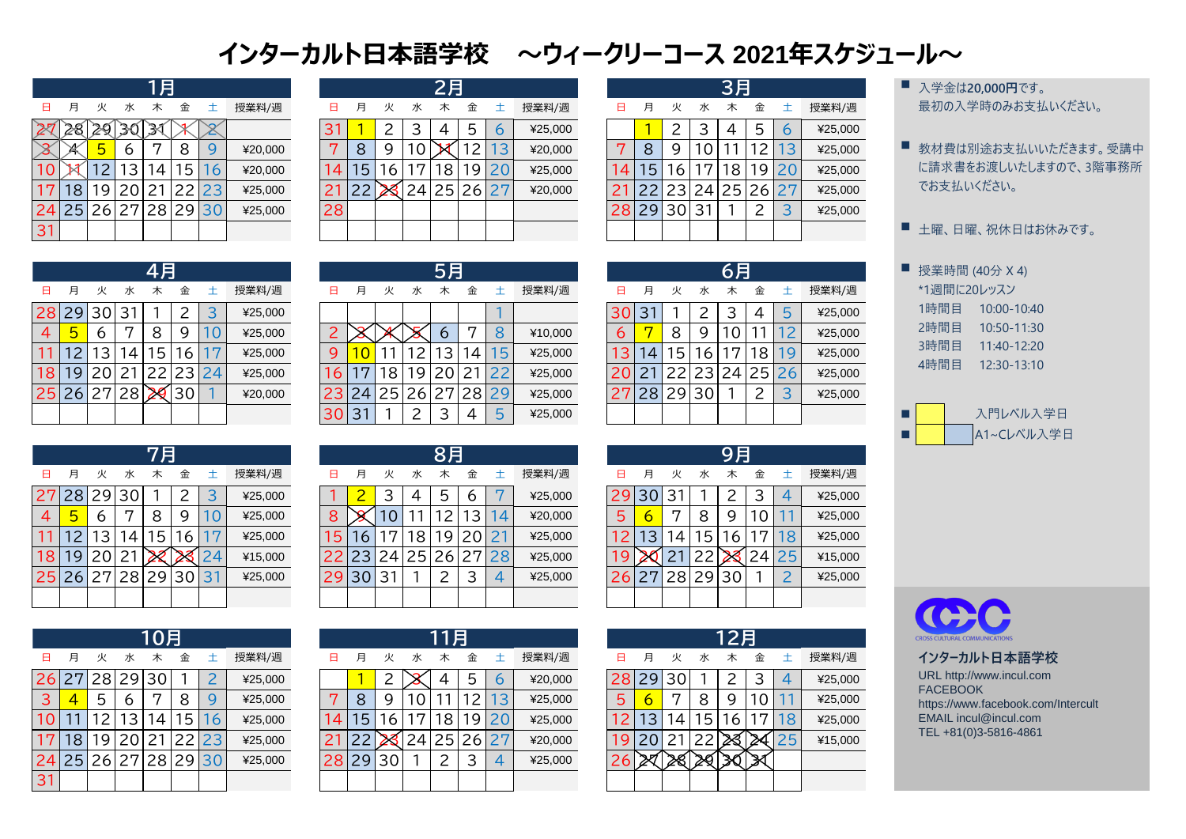# インターカルト日本語学校　～ウィークリーコース 2021年スケジュール～

## 1月

| 日 | 月 | 火 | 水 | 木 | 金 | 土 | 授業料/週 |
|---|---|---|---|---|---|---|---|
| 27 | 28 | 29 | 30 | 31 | 1 | 2 | |
| 3 | 4 | 5 | 6 | 7 | 8 | 9 | ¥20,000 |
| 10 | 11 | 12 | 13 | 14 | 15 | 16 | ¥20,000 |
| 17 | 18 | 19 | 20 | 21 | 22 | 23 | ¥25,000 |
| 24 | 25 | 26 | 27 | 28 | 29 | 30 | ¥25,000 |
| 31 | | | | | | | |

## 2月

| 日 | 月 | 火 | 水 | 木 | 金 | 土 | 授業料/週 |
|---|---|---|---|---|---|---|---|
| 31 | 1 | 2 | 3 | 4 | 5 | 6 | ¥25,000 |
| 7 | 8 | 9 | 10 | 11 | 12 | 13 | ¥20,000 |
| 14 | 15 | 16 | 17 | 18 | 19 | 20 | ¥25,000 |
| 21 | 22 | 23 | 24 | 25 | 26 | 27 | ¥20,000 |
| 28 | | | | | | | |

## 3月

| 日 | 月 | 火 | 水 | 木 | 金 | 土 | 授業料/週 |
|---|---|---|---|---|---|---|---|
| | 1 | 2 | 3 | 4 | 5 | 6 | ¥25,000 |
| 7 | 8 | 9 | 10 | 11 | 12 | 13 | ¥25,000 |
| 14 | 15 | 16 | 17 | 18 | 19 | 20 | ¥25,000 |
| 21 | 22 | 23 | 24 | 25 | 26 | 27 | ¥25,000 |
| 28 | 29 | 30 | 31 | 1 | 2 | 3 | ¥25,000 |

## 4月

| 日 | 月 | 火 | 水 | 木 | 金 | 土 | 授業料/週 |
|---|---|---|---|---|---|---|---|
| 28 | 29 | 30 | 31 | 1 | 2 | 3 | ¥25,000 |
| 4 | 5 | 6 | 7 | 8 | 9 | 10 | ¥25,000 |
| 11 | 12 | 13 | 14 | 15 | 16 | 17 | ¥25,000 |
| 18 | 19 | 20 | 21 | 22 | 23 | 24 | ¥25,000 |
| 25 | 26 | 27 | 28 | 29 | 30 | 1 | ¥20,000 |

## 5月

| 日 | 月 | 火 | 水 | 木 | 金 | 土 | 授業料/週 |
|---|---|---|---|---|---|---|---|
| | | | | | | 1 | |
| 2 | 3 | 4 | 5 | 6 | 7 | 8 | ¥10,000 |
| 9 | 10 | 11 | 12 | 13 | 14 | 15 | ¥25,000 |
| 16 | 17 | 18 | 19 | 20 | 21 | 22 | ¥25,000 |
| 23 | 24 | 25 | 26 | 27 | 28 | 29 | ¥25,000 |
| 30 | 31 | 1 | 2 | 3 | 4 | 5 | ¥25,000 |

## 6月

| 日 | 月 | 火 | 水 | 木 | 金 | 土 | 授業料/週 |
|---|---|---|---|---|---|---|---|
| 30 | 31 | 1 | 2 | 3 | 4 | 5 | ¥25,000 |
| 6 | 7 | 8 | 9 | 10 | 11 | 12 | ¥25,000 |
| 13 | 14 | 15 | 16 | 17 | 18 | 19 | ¥25,000 |
| 20 | 21 | 22 | 23 | 24 | 25 | 26 | ¥25,000 |
| 27 | 28 | 29 | 30 | 1 | 2 | 3 | ¥25,000 |

## 7月

| 日 | 月 | 火 | 水 | 木 | 金 | 土 | 授業料/週 |
|---|---|---|---|---|---|---|---|
| 27 | 28 | 29 | 30 | 1 | 2 | 3 | ¥25,000 |
| 4 | 5 | 6 | 7 | 8 | 9 | 10 | ¥25,000 |
| 11 | 12 | 13 | 14 | 15 | 16 | 17 | ¥25,000 |
| 18 | 19 | 20 | 21 | 22 | 23 | 24 | ¥15,000 |
| 25 | 26 | 27 | 28 | 29 | 30 | 31 | ¥25,000 |

## 8月

| 日 | 月 | 火 | 水 | 木 | 金 | 土 | 授業料/週 |
|---|---|---|---|---|---|---|---|
| 1 | 2 | 3 | 4 | 5 | 6 | 7 | ¥25,000 |
| 8 | 9 | 10 | 11 | 12 | 13 | 14 | ¥20,000 |
| 15 | 16 | 17 | 18 | 19 | 20 | 21 | ¥25,000 |
| 22 | 23 | 24 | 25 | 26 | 27 | 28 | ¥25,000 |
| 29 | 30 | 31 | 1 | 2 | 3 | 4 | ¥25,000 |

## 9月

| 日 | 月 | 火 | 水 | 木 | 金 | 土 | 授業料/週 |
|---|---|---|---|---|---|---|---|
| 29 | 30 | 31 | 1 | 2 | 3 | 4 | ¥25,000 |
| 5 | 6 | 7 | 8 | 9 | 10 | 11 | ¥25,000 |
| 12 | 13 | 14 | 15 | 16 | 17 | 18 | ¥25,000 |
| 19 | 20 | 21 | 22 | 23 | 24 | 25 | ¥15,000 |
| 26 | 27 | 28 | 29 | 30 | 1 | 2 | ¥25,000 |

## 10月

| 日 | 月 | 火 | 水 | 木 | 金 | 土 | 授業料/週 |
|---|---|---|---|---|---|---|---|
| 26 | 27 | 28 | 29 | 30 | 1 | 2 | ¥25,000 |
| 3 | 4 | 5 | 6 | 7 | 8 | 9 | ¥25,000 |
| 10 | 11 | 12 | 13 | 14 | 15 | 16 | ¥25,000 |
| 17 | 18 | 19 | 20 | 21 | 22 | 23 | ¥25,000 |
| 24 | 25 | 26 | 27 | 28 | 29 | 30 | ¥25,000 |
| 31 | | | | | | | |

## 11月

| 日 | 月 | 火 | 水 | 木 | 金 | 土 | 授業料/週 |
|---|---|---|---|---|---|---|---|
| | 1 | 2 | 3 | 4 | 5 | 6 | ¥20,000 |
| 7 | 8 | 9 | 10 | 11 | 12 | 13 | ¥25,000 |
| 14 | 15 | 16 | 17 | 18 | 19 | 20 | ¥25,000 |
| 21 | 22 | 23 | 24 | 25 | 26 | 27 | ¥20,000 |
| 28 | 29 | 30 | 1 | 2 | 3 | 4 | ¥25,000 |

## 12月

| 日 | 月 | 火 | 水 | 木 | 金 | 土 | 授業料/週 |
|---|---|---|---|---|---|---|---|
| 28 | 29 | 30 | 1 | 2 | 3 | 4 | ¥25,000 |
| 5 | 6 | 7 | 8 | 9 | 10 | 11 | ¥25,000 |
| 12 | 13 | 14 | 15 | 16 | 17 | 18 | ¥25,000 |
| 19 | 20 | 21 | 22 | 23 | 24 | 25 | ¥15,000 |
| 26 | 27 | 28 | 29 | 30 | 31 | | |

- 入学金は**20,000円**です。
  最初の入学時のみお支払いください。
- 教材費は別途お支払いいただきます。受講中に請求書をお渡しいたしますので、3階事務所でお支払いください。
- 土曜、日曜、祝休日はお休みです。
- 授業時間 (40分 X 4)
  *1週間に20レッスン
  1時間目　10:00-10:40
  2時間目　10:50-11:30
  3時間目　11:40-12:20
  4時間目　12:30-13:10
- 入門レベル入学日
- A1~Cレベル入学日

CROSS CULTURAL COMMUNICATIONS

**インターカルト日本語学校**
URL http://www.incul.com
FACEBOOK
https://www.facebook.com/Intercult
EMAIL incul@incul.com
TEL +81(0)3-5816-4861